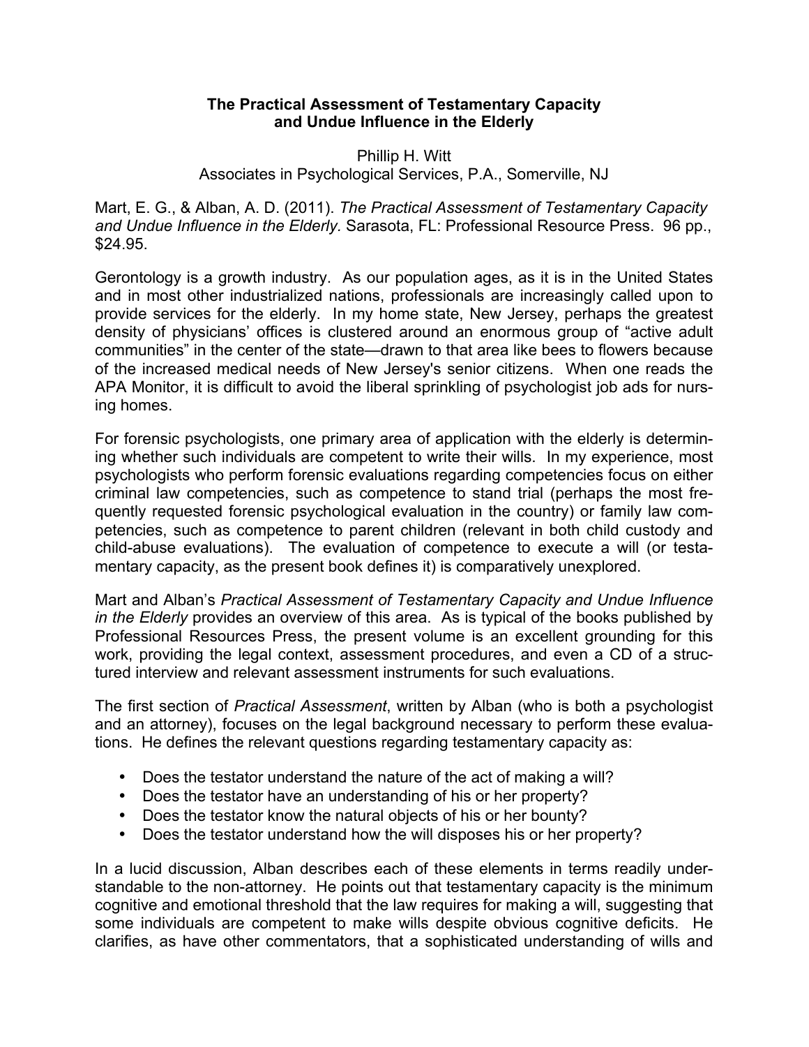# The Practical Assessment of Testamentary Capacity and Undue Influence in the Elderly

Phillip H. Witt
Associates in Psychological Services, P.A., Somerville, NJ

Mart, E. G., & Alban, A. D. (2011). *The Practical Assessment of Testamentary Capacity and Undue Influence in the Elderly.* Sarasota, FL: Professional Resource Press. 96 pp., $24.95.

Gerontology is a growth industry. As our population ages, as it is in the United States and in most other industrialized nations, professionals are increasingly called upon to provide services for the elderly. In my home state, New Jersey, perhaps the greatest density of physicians' offices is clustered around an enormous group of "active adult communities" in the center of the state—drawn to that area like bees to flowers because of the increased medical needs of New Jersey's senior citizens. When one reads the APA Monitor, it is difficult to avoid the liberal sprinkling of psychologist job ads for nursing homes.

For forensic psychologists, one primary area of application with the elderly is determining whether such individuals are competent to write their wills. In my experience, most psychologists who perform forensic evaluations regarding competencies focus on either criminal law competencies, such as competence to stand trial (perhaps the most frequently requested forensic psychological evaluation in the country) or family law competencies, such as competence to parent children (relevant in both child custody and child-abuse evaluations). The evaluation of competence to execute a will (or testamentary capacity, as the present book defines it) is comparatively unexplored.

Mart and Alban's *Practical Assessment of Testamentary Capacity and Undue Influence in the Elderly* provides an overview of this area. As is typical of the books published by Professional Resources Press, the present volume is an excellent grounding for this work, providing the legal context, assessment procedures, and even a CD of a structured interview and relevant assessment instruments for such evaluations.

The first section of *Practical Assessment*, written by Alban (who is both a psychologist and an attorney), focuses on the legal background necessary to perform these evaluations. He defines the relevant questions regarding testamentary capacity as:

- Does the testator understand the nature of the act of making a will?
- Does the testator have an understanding of his or her property?
- Does the testator know the natural objects of his or her bounty?
- Does the testator understand how the will disposes his or her property?

In a lucid discussion, Alban describes each of these elements in terms readily understandable to the non-attorney. He points out that testamentary capacity is the minimum cognitive and emotional threshold that the law requires for making a will, suggesting that some individuals are competent to make wills despite obvious cognitive deficits. He clarifies, as have other commentators, that a sophisticated understanding of wills and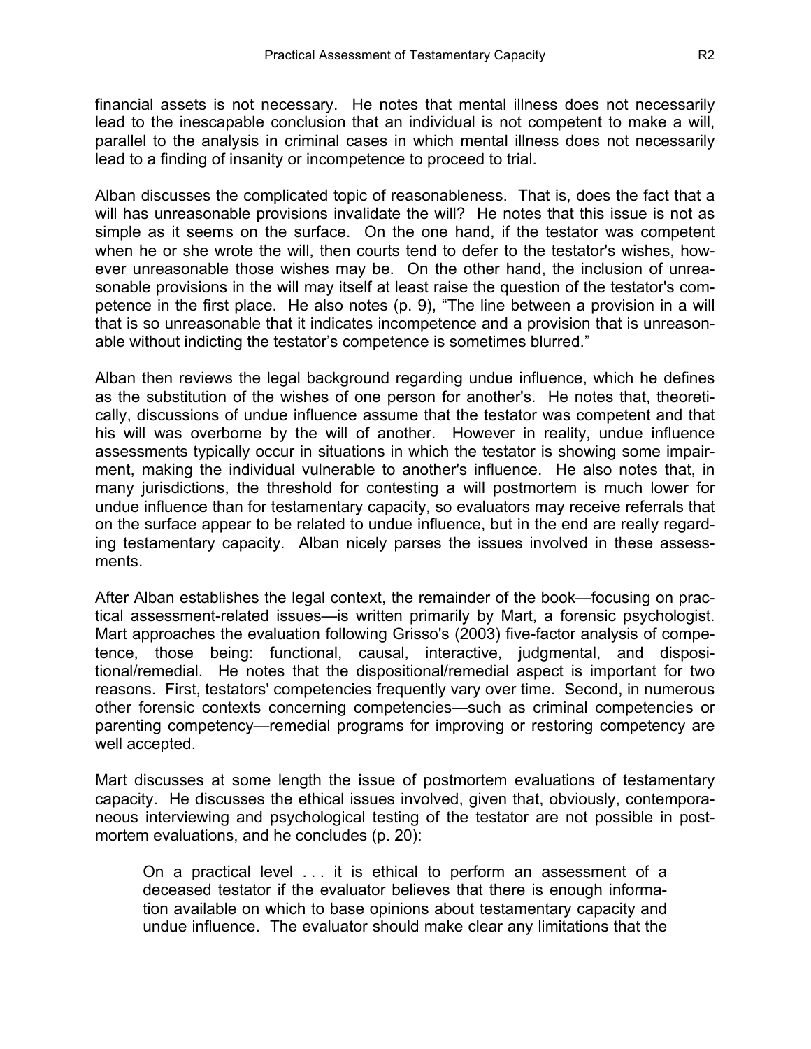financial assets is not necessary. He notes that mental illness does not necessarily lead to the inescapable conclusion that an individual is not competent to make a will, parallel to the analysis in criminal cases in which mental illness does not necessarily lead to a finding of insanity or incompetence to proceed to trial.

Alban discusses the complicated topic of reasonableness. That is, does the fact that a will has unreasonable provisions invalidate the will? He notes that this issue is not as simple as it seems on the surface. On the one hand, if the testator was competent when he or she wrote the will, then courts tend to defer to the testator's wishes, however unreasonable those wishes may be. On the other hand, the inclusion of unreasonable provisions in the will may itself at least raise the question of the testator's competence in the first place. He also notes (p. 9), "The line between a provision in a will that is so unreasonable that it indicates incompetence and a provision that is unreasonable without indicting the testator's competence is sometimes blurred."

Alban then reviews the legal background regarding undue influence, which he defines as the substitution of the wishes of one person for another's. He notes that, theoretically, discussions of undue influence assume that the testator was competent and that his will was overborne by the will of another. However in reality, undue influence assessments typically occur in situations in which the testator is showing some impairment, making the individual vulnerable to another's influence. He also notes that, in many jurisdictions, the threshold for contesting a will postmortem is much lower for undue influence than for testamentary capacity, so evaluators may receive referrals that on the surface appear to be related to undue influence, but in the end are really regarding testamentary capacity. Alban nicely parses the issues involved in these assessments.

After Alban establishes the legal context, the remainder of the book—focusing on practical assessment-related issues—is written primarily by Mart, a forensic psychologist. Mart approaches the evaluation following Grisso's (2003) five-factor analysis of competence, those being: functional, causal, interactive, judgmental, and dispositional/remedial. He notes that the dispositional/remedial aspect is important for two reasons. First, testators' competencies frequently vary over time. Second, in numerous other forensic contexts concerning competencies—such as criminal competencies or parenting competency—remedial programs for improving or restoring competency are well accepted.

Mart discusses at some length the issue of postmortem evaluations of testamentary capacity. He discusses the ethical issues involved, given that, obviously, contemporaneous interviewing and psychological testing of the testator are not possible in postmortem evaluations, and he concludes (p. 20):

> On a practical level . . . it is ethical to perform an assessment of a deceased testator if the evaluator believes that there is enough information available on which to base opinions about testamentary capacity and undue influence. The evaluator should make clear any limitations that the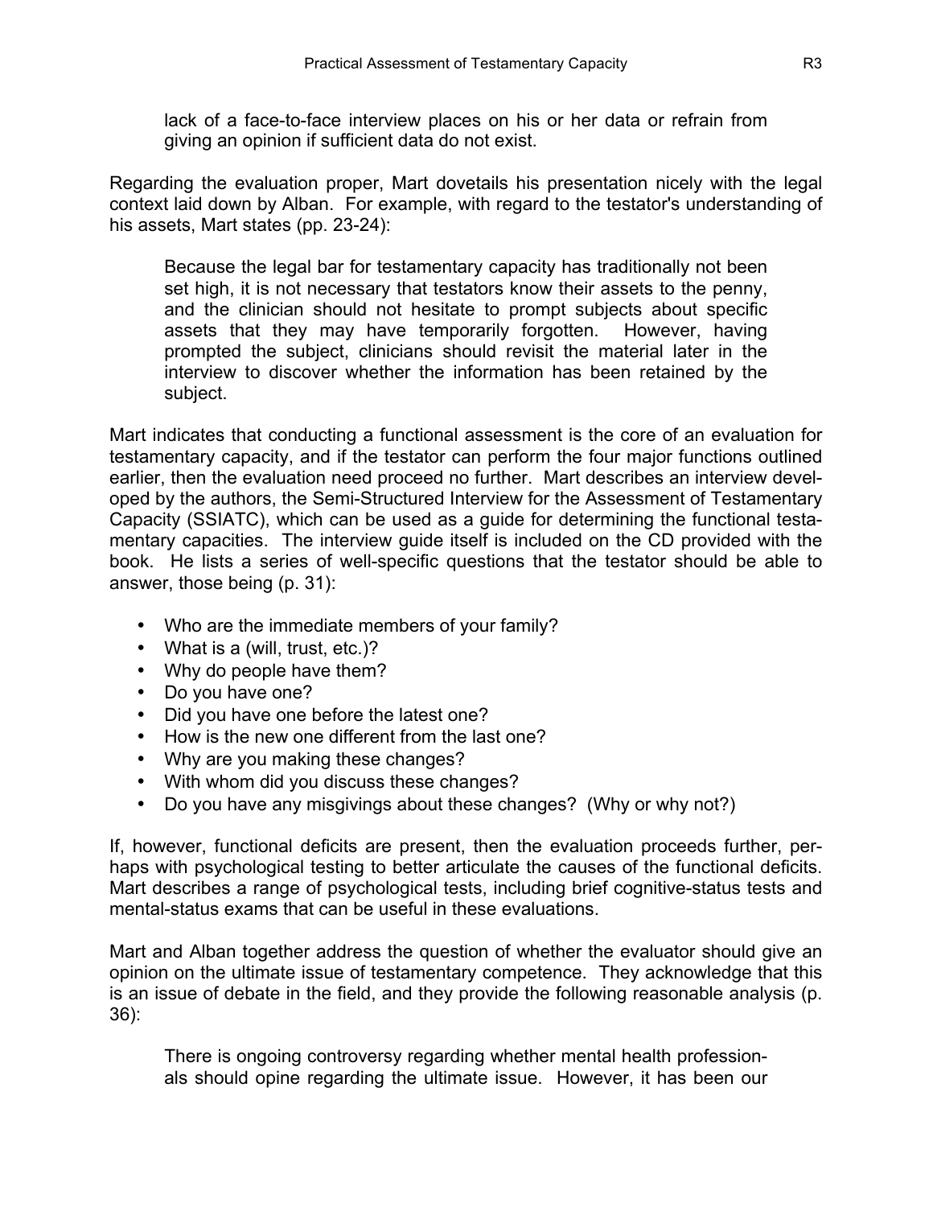lack of a face-to-face interview places on his or her data or refrain from giving an opinion if sufficient data do not exist.

Regarding the evaluation proper, Mart dovetails his presentation nicely with the legal context laid down by Alban. For example, with regard to the testator's understanding of his assets, Mart states (pp. 23-24):

> Because the legal bar for testamentary capacity has traditionally not been set high, it is not necessary that testators know their assets to the penny, and the clinician should not hesitate to prompt subjects about specific assets that they may have temporarily forgotten. However, having prompted the subject, clinicians should revisit the material later in the interview to discover whether the information has been retained by the subject.

Mart indicates that conducting a functional assessment is the core of an evaluation for testamentary capacity, and if the testator can perform the four major functions outlined earlier, then the evaluation need proceed no further. Mart describes an interview developed by the authors, the Semi-Structured Interview for the Assessment of Testamentary Capacity (SSIATC), which can be used as a guide for determining the functional testamentary capacities. The interview guide itself is included on the CD provided with the book. He lists a series of well-specific questions that the testator should be able to answer, those being (p. 31):

- Who are the immediate members of your family?
- What is a (will, trust, etc.)?
- Why do people have them?
- Do you have one?
- Did you have one before the latest one?
- How is the new one different from the last one?
- Why are you making these changes?
- With whom did you discuss these changes?
- Do you have any misgivings about these changes? (Why or why not?)

If, however, functional deficits are present, then the evaluation proceeds further, perhaps with psychological testing to better articulate the causes of the functional deficits. Mart describes a range of psychological tests, including brief cognitive-status tests and mental-status exams that can be useful in these evaluations.

Mart and Alban together address the question of whether the evaluator should give an opinion on the ultimate issue of testamentary competence. They acknowledge that this is an issue of debate in the field, and they provide the following reasonable analysis (p. 36):

> There is ongoing controversy regarding whether mental health professionals should opine regarding the ultimate issue. However, it has been our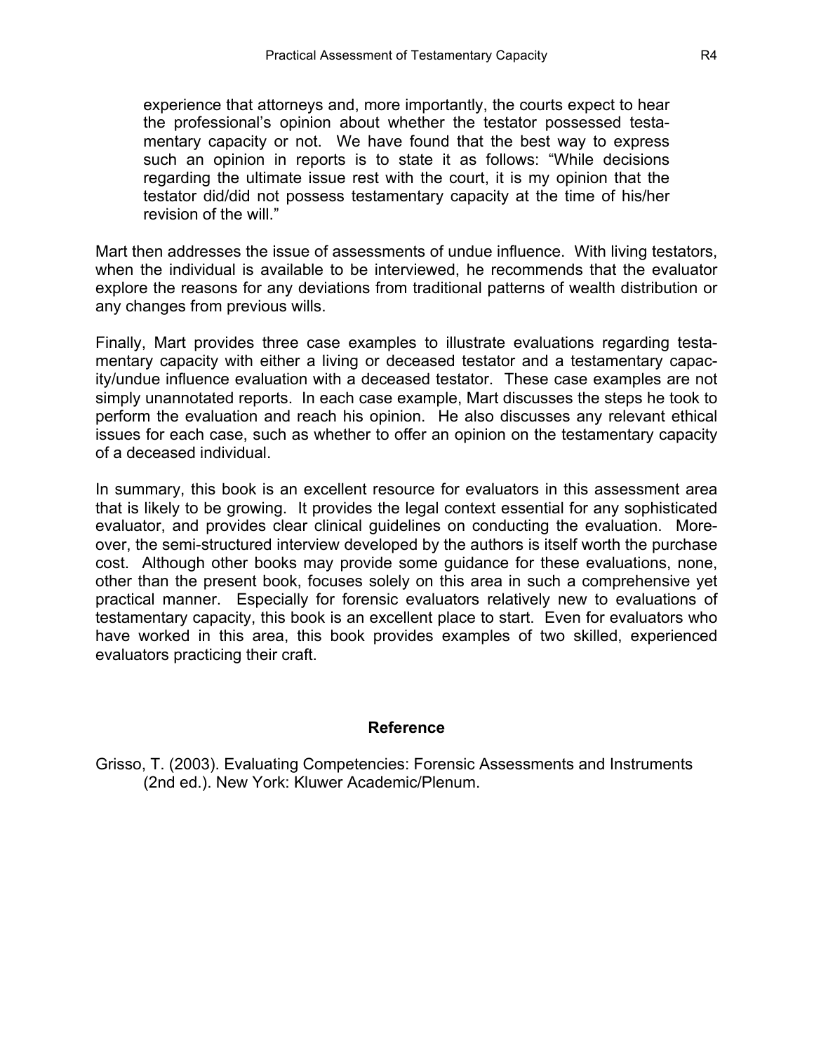> experience that attorneys and, more importantly, the courts expect to hear the professional's opinion about whether the testator possessed testamentary capacity or not. We have found that the best way to express such an opinion in reports is to state it as follows: "While decisions regarding the ultimate issue rest with the court, it is my opinion that the testator did/did not possess testamentary capacity at the time of his/her revision of the will."

Mart then addresses the issue of assessments of undue influence. With living testators, when the individual is available to be interviewed, he recommends that the evaluator explore the reasons for any deviations from traditional patterns of wealth distribution or any changes from previous wills.

Finally, Mart provides three case examples to illustrate evaluations regarding testamentary capacity with either a living or deceased testator and a testamentary capacity/undue influence evaluation with a deceased testator. These case examples are not simply unannotated reports. In each case example, Mart discusses the steps he took to perform the evaluation and reach his opinion. He also discusses any relevant ethical issues for each case, such as whether to offer an opinion on the testamentary capacity of a deceased individual.

In summary, this book is an excellent resource for evaluators in this assessment area that is likely to be growing. It provides the legal context essential for any sophisticated evaluator, and provides clear clinical guidelines on conducting the evaluation. Moreover, the semi-structured interview developed by the authors is itself worth the purchase cost. Although other books may provide some guidance for these evaluations, none, other than the present book, focuses solely on this area in such a comprehensive yet practical manner. Especially for forensic evaluators relatively new to evaluations of testamentary capacity, this book is an excellent place to start. Even for evaluators who have worked in this area, this book provides examples of two skilled, experienced evaluators practicing their craft.

## Reference

Grisso, T. (2003). Evaluating Competencies: Forensic Assessments and Instruments (2nd ed.). New York: Kluwer Academic/Plenum.